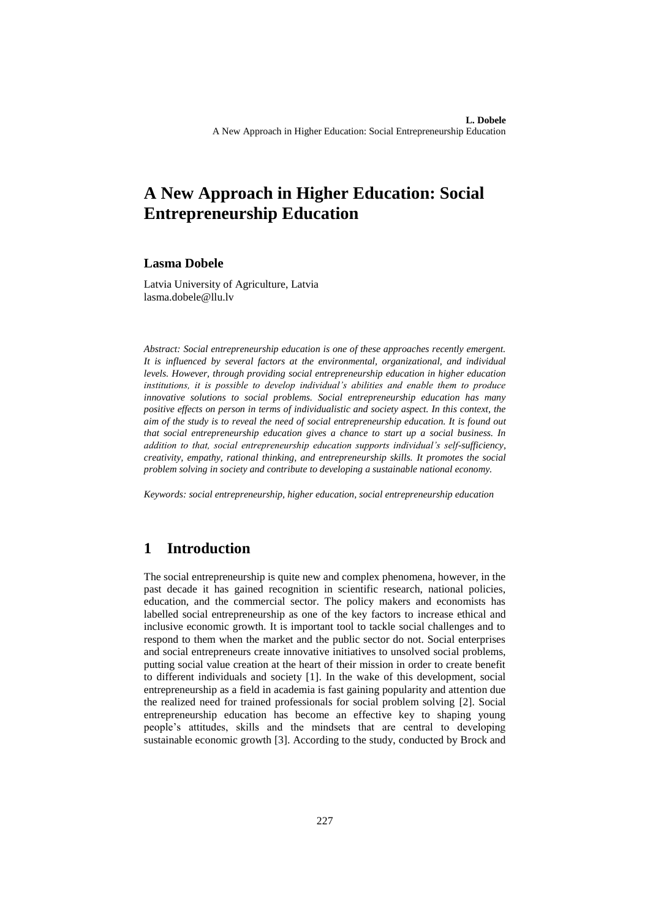# A New Approach in Higher Education: Social Entrepreneurship Education

**Lasma Dobele**

Latvia University of Agriculture, Latvia
lasma.dobele@llu.lv

*Abstract: Social entrepreneurship education is one of these approaches recently emergent. It is influenced by several factors at the environmental, organizational, and individual levels. However, through providing social entrepreneurship education in higher education institutions, it is possible to develop individual's abilities and enable them to produce innovative solutions to social problems. Social entrepreneurship education has many positive effects on person in terms of individualistic and society aspect. In this context, the aim of the study is to reveal the need of social entrepreneurship education. It is found out that social entrepreneurship education gives a chance to start up a social business. In addition to that, social entrepreneurship education supports individual's self-sufficiency, creativity, empathy, rational thinking, and entrepreneurship skills. It promotes the social problem solving in society and contribute to developing a sustainable national economy.*

*Keywords: social entrepreneurship, higher education, social entrepreneurship education*

## 1 Introduction

The social entrepreneurship is quite new and complex phenomena, however, in the past decade it has gained recognition in scientific research, national policies, education, and the commercial sector. The policy makers and economists has labelled social entrepreneurship as one of the key factors to increase ethical and inclusive economic growth. It is important tool to tackle social challenges and to respond to them when the market and the public sector do not. Social enterprises and social entrepreneurs create innovative initiatives to unsolved social problems, putting social value creation at the heart of their mission in order to create benefit to different individuals and society [1]. In the wake of this development, social entrepreneurship as a field in academia is fast gaining popularity and attention due the realized need for trained professionals for social problem solving [2]. Social entrepreneurship education has become an effective key to shaping young people's attitudes, skills and the mindsets that are central to developing sustainable economic growth [3]. According to the study, conducted by Brock and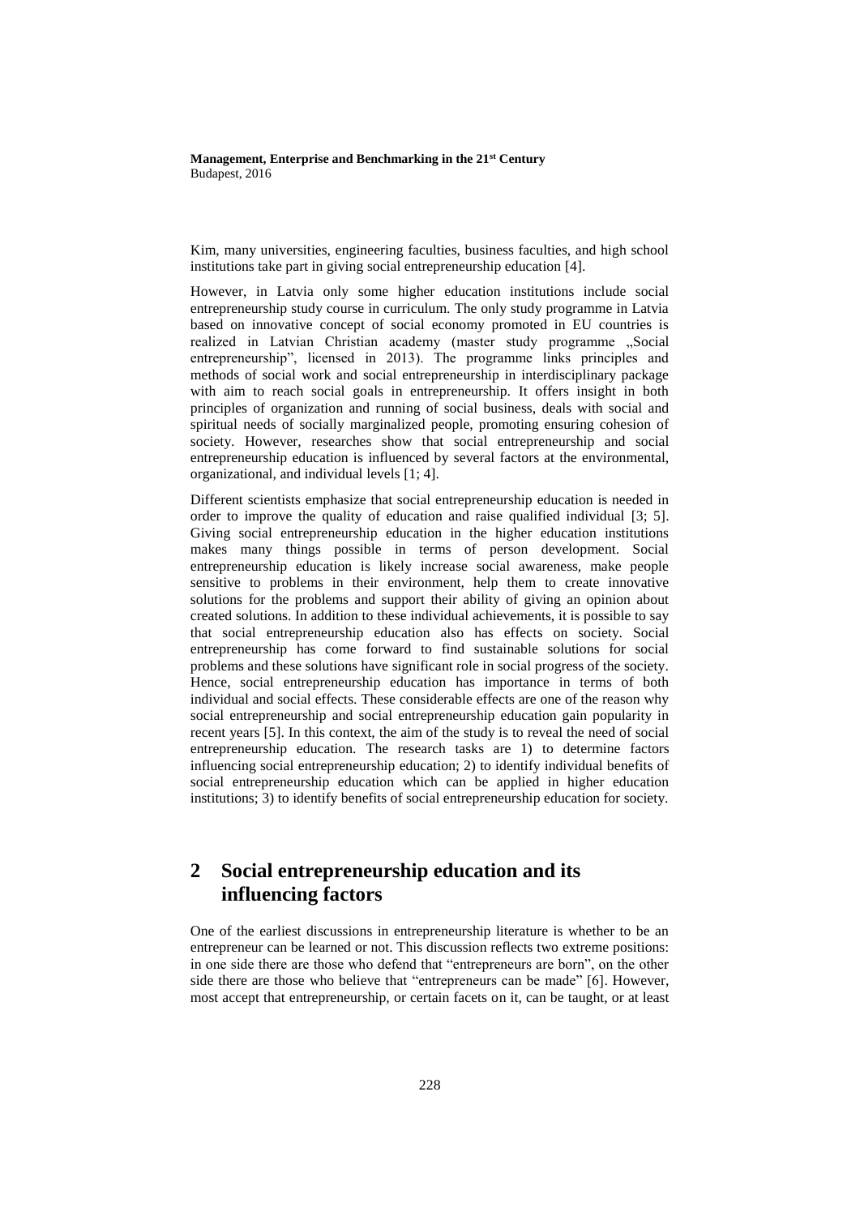Kim, many universities, engineering faculties, business faculties, and high school institutions take part in giving social entrepreneurship education [4].

However, in Latvia only some higher education institutions include social entrepreneurship study course in curriculum. The only study programme in Latvia based on innovative concept of social economy promoted in EU countries is realized in Latvian Christian academy (master study programme „Social entrepreneurship", licensed in 2013). The programme links principles and methods of social work and social entrepreneurship in interdisciplinary package with aim to reach social goals in entrepreneurship. It offers insight in both principles of organization and running of social business, deals with social and spiritual needs of socially marginalized people, promoting ensuring cohesion of society. However, researches show that social entrepreneurship and social entrepreneurship education is influenced by several factors at the environmental, organizational, and individual levels [1; 4].

Different scientists emphasize that social entrepreneurship education is needed in order to improve the quality of education and raise qualified individual [3; 5]. Giving social entrepreneurship education in the higher education institutions makes many things possible in terms of person development. Social entrepreneurship education is likely increase social awareness, make people sensitive to problems in their environment, help them to create innovative solutions for the problems and support their ability of giving an opinion about created solutions. In addition to these individual achievements, it is possible to say that social entrepreneurship education also has effects on society. Social entrepreneurship has come forward to find sustainable solutions for social problems and these solutions have significant role in social progress of the society. Hence, social entrepreneurship education has importance in terms of both individual and social effects. These considerable effects are one of the reason why social entrepreneurship and social entrepreneurship education gain popularity in recent years [5]. In this context, the aim of the study is to reveal the need of social entrepreneurship education. The research tasks are 1) to determine factors influencing social entrepreneurship education; 2) to identify individual benefits of social entrepreneurship education which can be applied in higher education institutions; 3) to identify benefits of social entrepreneurship education for society.

## 2 Social entrepreneurship education and its influencing factors

One of the earliest discussions in entrepreneurship literature is whether to be an entrepreneur can be learned or not. This discussion reflects two extreme positions: in one side there are those who defend that "entrepreneurs are born", on the other side there are those who believe that "entrepreneurs can be made" [6]. However, most accept that entrepreneurship, or certain facets on it, can be taught, or at least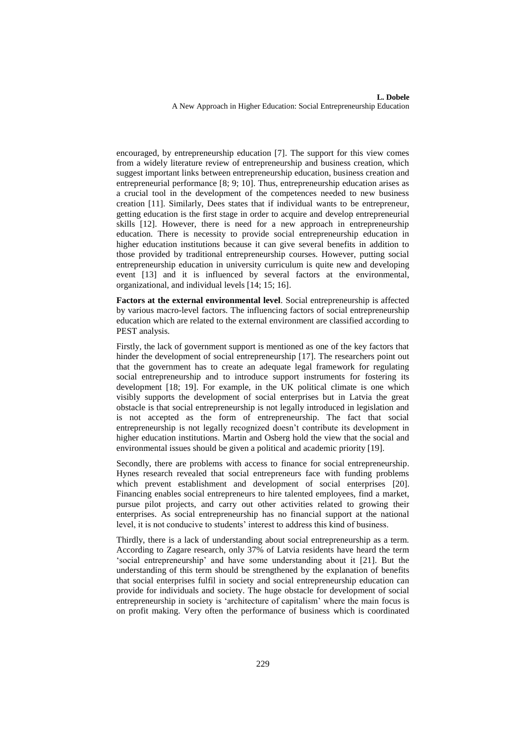encouraged, by entrepreneurship education [7]. The support for this view comes from a widely literature review of entrepreneurship and business creation, which suggest important links between entrepreneurship education, business creation and entrepreneurial performance [8; 9; 10]. Thus, entrepreneurship education arises as a crucial tool in the development of the competences needed to new business creation [11]. Similarly, Dees states that if individual wants to be entrepreneur, getting education is the first stage in order to acquire and develop entrepreneurial skills [12]. However, there is need for a new approach in entrepreneurship education. There is necessity to provide social entrepreneurship education in higher education institutions because it can give several benefits in addition to those provided by traditional entrepreneurship courses. However, putting social entrepreneurship education in university curriculum is quite new and developing event [13] and it is influenced by several factors at the environmental, organizational, and individual levels [14; 15; 16].

**Factors at the external environmental level**. Social entrepreneurship is affected by various macro-level factors. The influencing factors of social entrepreneurship education which are related to the external environment are classified according to PEST analysis.

Firstly, the lack of government support is mentioned as one of the key factors that hinder the development of social entrepreneurship [17]. The researchers point out that the government has to create an adequate legal framework for regulating social entrepreneurship and to introduce support instruments for fostering its development [18; 19]. For example, in the UK political climate is one which visibly supports the development of social enterprises but in Latvia the great obstacle is that social entrepreneurship is not legally introduced in legislation and is not accepted as the form of entrepreneurship. The fact that social entrepreneurship is not legally recognized doesn't contribute its development in higher education institutions. Martin and Osberg hold the view that the social and environmental issues should be given a political and academic priority [19].

Secondly, there are problems with access to finance for social entrepreneurship. Hynes research revealed that social entrepreneurs face with funding problems which prevent establishment and development of social enterprises [20]. Financing enables social entrepreneurs to hire talented employees, find a market, pursue pilot projects, and carry out other activities related to growing their enterprises. As social entrepreneurship has no financial support at the national level, it is not conducive to students' interest to address this kind of business.

Thirdly, there is a lack of understanding about social entrepreneurship as a term. According to Zagare research, only 37% of Latvia residents have heard the term 'social entrepreneurship' and have some understanding about it [21]. But the understanding of this term should be strengthened by the explanation of benefits that social enterprises fulfil in society and social entrepreneurship education can provide for individuals and society. The huge obstacle for development of social entrepreneurship in society is 'architecture of capitalism' where the main focus is on profit making. Very often the performance of business which is coordinated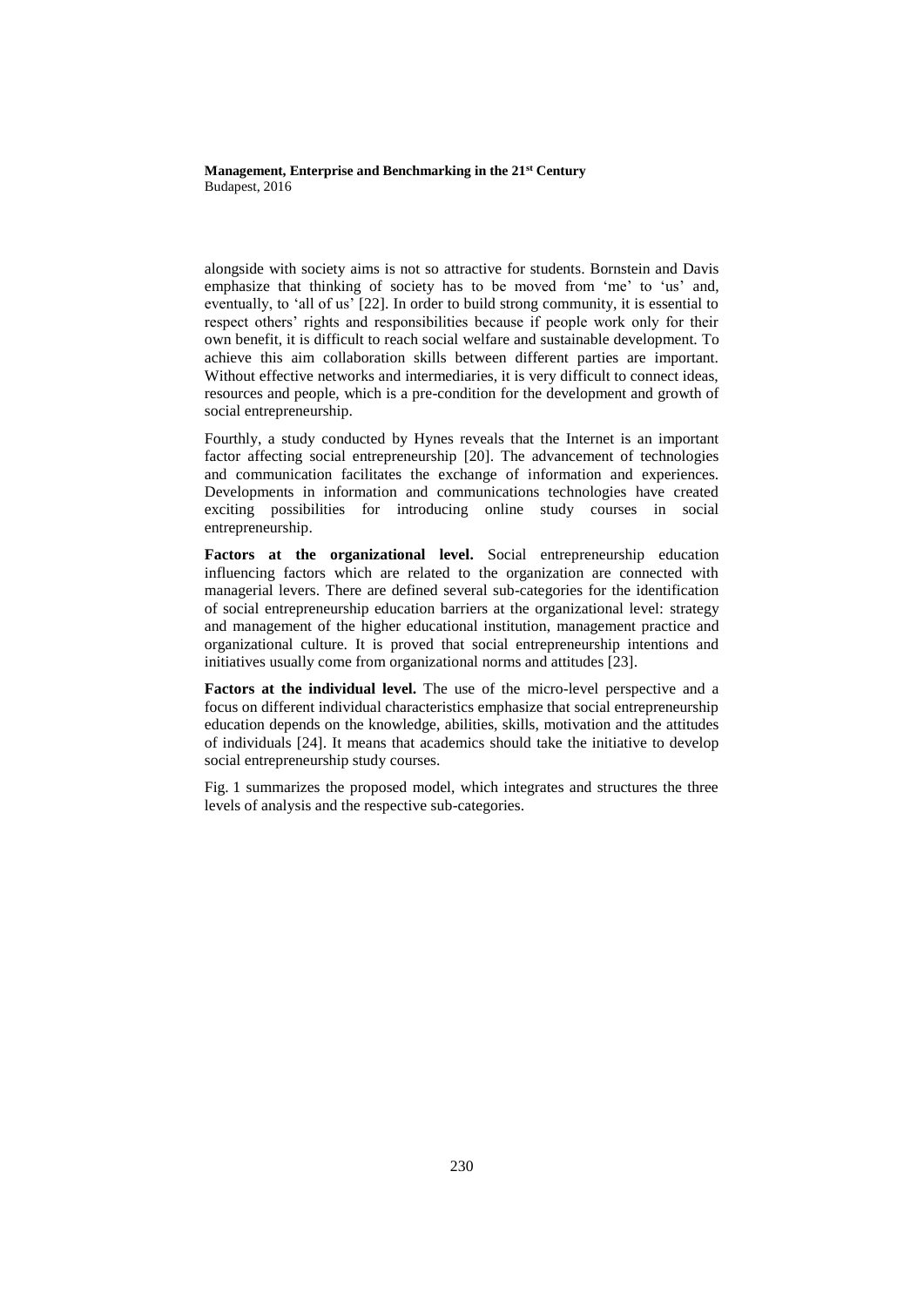alongside with society aims is not so attractive for students. Bornstein and Davis emphasize that thinking of society has to be moved from 'me' to 'us' and, eventually, to 'all of us' [22]. In order to build strong community, it is essential to respect others' rights and responsibilities because if people work only for their own benefit, it is difficult to reach social welfare and sustainable development. To achieve this aim collaboration skills between different parties are important. Without effective networks and intermediaries, it is very difficult to connect ideas, resources and people, which is a pre-condition for the development and growth of social entrepreneurship.

Fourthly, a study conducted by Hynes reveals that the Internet is an important factor affecting social entrepreneurship [20]. The advancement of technologies and communication facilitates the exchange of information and experiences. Developments in information and communications technologies have created exciting possibilities for introducing online study courses in social entrepreneurship.

**Factors at the organizational level.** Social entrepreneurship education influencing factors which are related to the organization are connected with managerial levers. There are defined several sub-categories for the identification of social entrepreneurship education barriers at the organizational level: strategy and management of the higher educational institution, management practice and organizational culture. It is proved that social entrepreneurship intentions and initiatives usually come from organizational norms and attitudes [23].

**Factors at the individual level.** The use of the micro-level perspective and a focus on different individual characteristics emphasize that social entrepreneurship education depends on the knowledge, abilities, skills, motivation and the attitudes of individuals [24]. It means that academics should take the initiative to develop social entrepreneurship study courses.

Fig. 1 summarizes the proposed model, which integrates and structures the three levels of analysis and the respective sub-categories.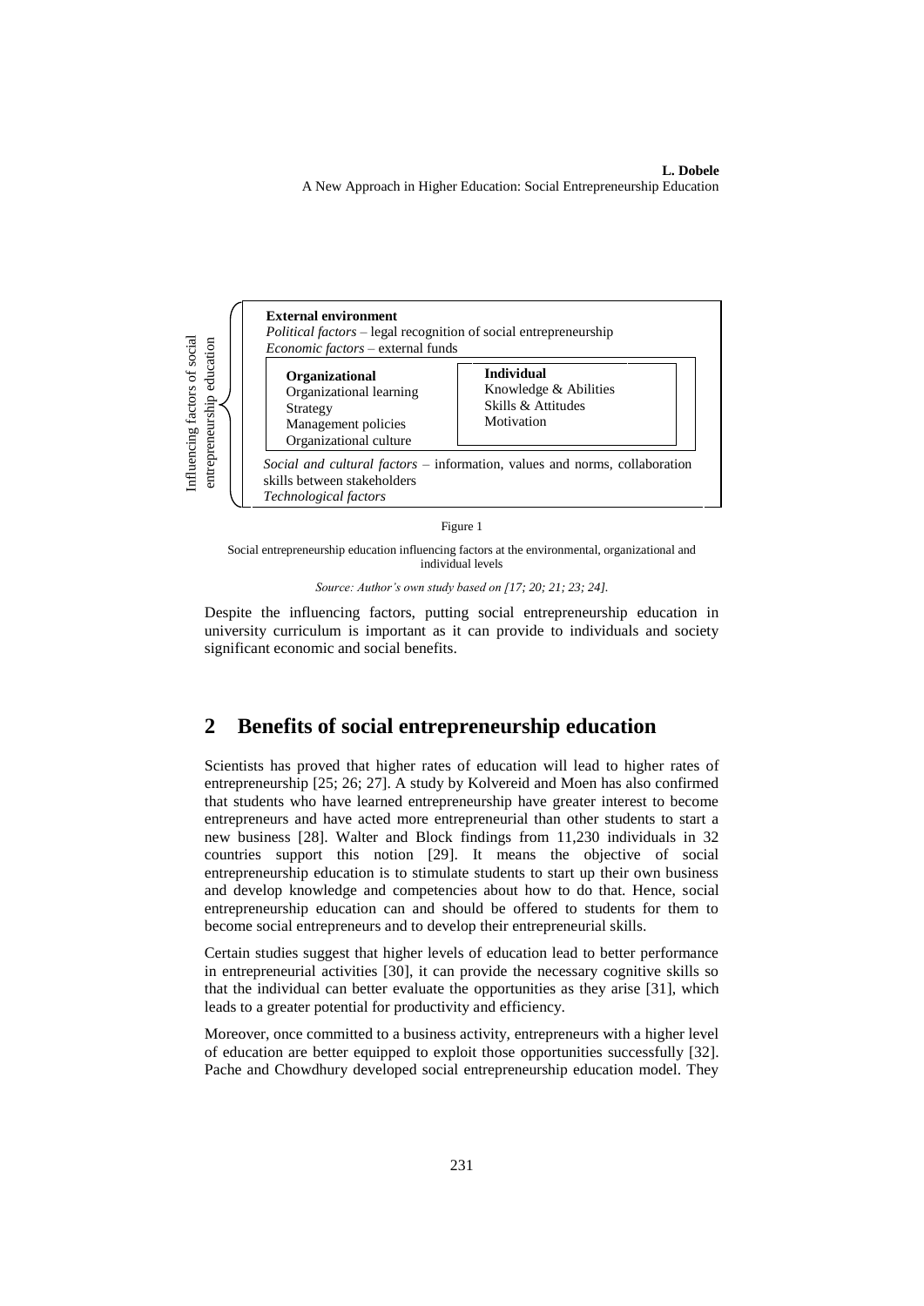Influencing factors of social entrepreneurship education

**External environment**

*Political factors* – legal recognition of social entrepreneurship

*Economic factors* – external funds

**Organizational**

Organizational learning

Strategy

Management policies

Organizational culture

**Individual**

Knowledge & Abilities

Skills & Attitudes

Motivation

*Social and cultural factors* – information, values and norms, collaboration skills between stakeholders

*Technological factors*

Figure 1

Social entrepreneurship education influencing factors at the environmental, organizational and individual levels

*Source: Author's own study based on [17; 20; 21; 23; 24].*

Despite the influencing factors, putting social entrepreneurship education in university curriculum is important as it can provide to individuals and society significant economic and social benefits.

## 2 Benefits of social entrepreneurship education

Scientists has proved that higher rates of education will lead to higher rates of entrepreneurship [25; 26; 27]. A study by Kolvereid and Moen has also confirmed that students who have learned entrepreneurship have greater interest to become entrepreneurs and have acted more entrepreneurial than other students to start a new business [28]. Walter and Block findings from 11,230 individuals in 32 countries support this notion [29]. It means the objective of social entrepreneurship education is to stimulate students to start up their own business and develop knowledge and competencies about how to do that. Hence, social entrepreneurship education can and should be offered to students for them to become social entrepreneurs and to develop their entrepreneurial skills.

Certain studies suggest that higher levels of education lead to better performance in entrepreneurial activities [30], it can provide the necessary cognitive skills so that the individual can better evaluate the opportunities as they arise [31], which leads to a greater potential for productivity and efficiency.

Moreover, once committed to a business activity, entrepreneurs with a higher level of education are better equipped to exploit those opportunities successfully [32]. Pache and Chowdhury developed social entrepreneurship education model. They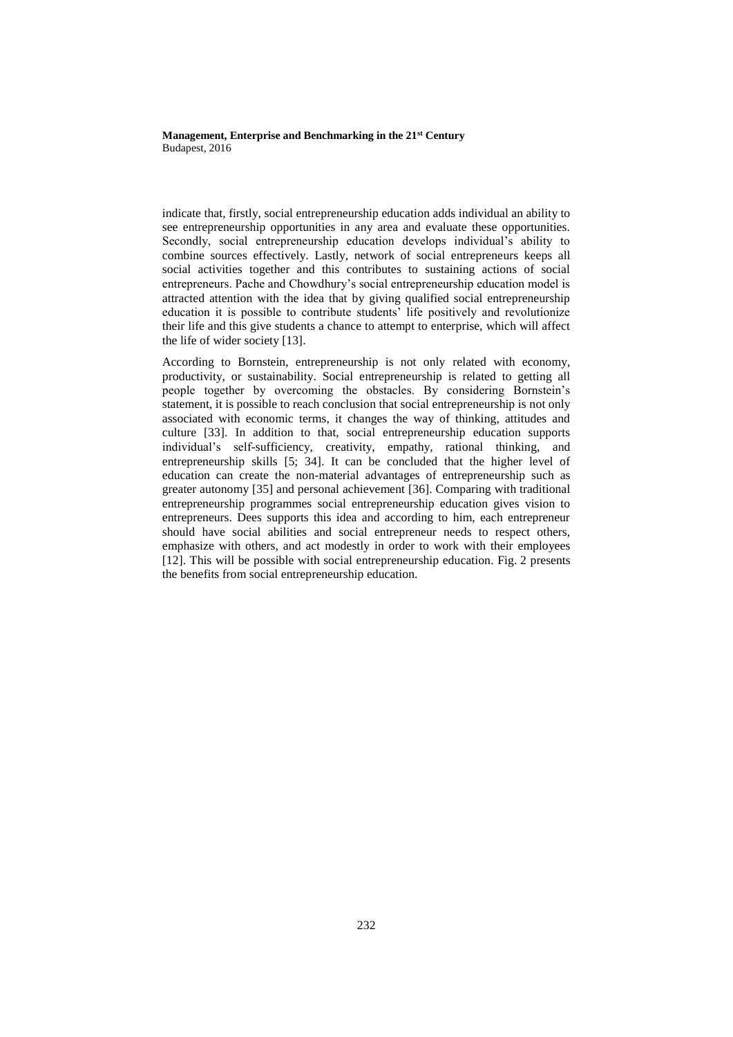indicate that, firstly, social entrepreneurship education adds individual an ability to see entrepreneurship opportunities in any area and evaluate these opportunities. Secondly, social entrepreneurship education develops individual's ability to combine sources effectively. Lastly, network of social entrepreneurs keeps all social activities together and this contributes to sustaining actions of social entrepreneurs. Pache and Chowdhury's social entrepreneurship education model is attracted attention with the idea that by giving qualified social entrepreneurship education it is possible to contribute students' life positively and revolutionize their life and this give students a chance to attempt to enterprise, which will affect the life of wider society [13].

According to Bornstein, entrepreneurship is not only related with economy, productivity, or sustainability. Social entrepreneurship is related to getting all people together by overcoming the obstacles. By considering Bornstein's statement, it is possible to reach conclusion that social entrepreneurship is not only associated with economic terms, it changes the way of thinking, attitudes and culture [33]. In addition to that, social entrepreneurship education supports individual's self-sufficiency, creativity, empathy, rational thinking, and entrepreneurship skills [5; 34]. It can be concluded that the higher level of education can create the non-material advantages of entrepreneurship such as greater autonomy [35] and personal achievement [36]. Comparing with traditional entrepreneurship programmes social entrepreneurship education gives vision to entrepreneurs. Dees supports this idea and according to him, each entrepreneur should have social abilities and social entrepreneur needs to respect others, emphasize with others, and act modestly in order to work with their employees [12]. This will be possible with social entrepreneurship education. Fig. 2 presents the benefits from social entrepreneurship education.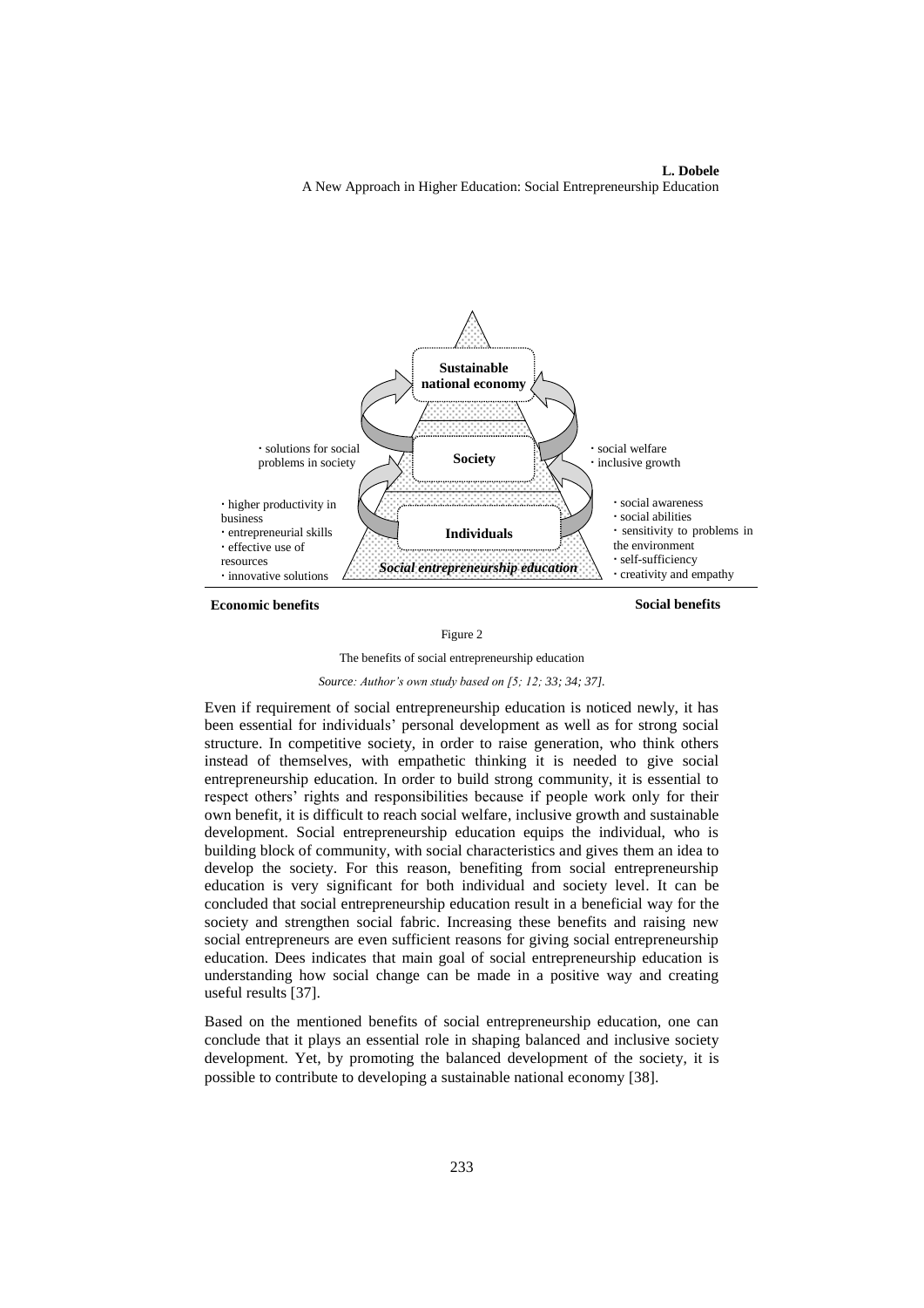**Sustainable national economy**

**Society**

**Individuals**

***Social entrepreneurship education***

- solutions for social problems in society

- higher productivity in business
- entrepreneurial skills
- effective use of resources
- innovative solutions

- social welfare
- inclusive growth

- social awareness
- social abilities
- sensitivity to problems in the environment
- self-sufficiency
- creativity and empathy

**Economic benefits** **Social benefits**

Figure 2

The benefits of social entrepreneurship education

*Source: Author's own study based on [5; 12; 33; 34; 37].*

Even if requirement of social entrepreneurship education is noticed newly, it has been essential for individuals' personal development as well as for strong social structure. In competitive society, in order to raise generation, who think others instead of themselves, with empathetic thinking it is needed to give social entrepreneurship education. In order to build strong community, it is essential to respect others' rights and responsibilities because if people work only for their own benefit, it is difficult to reach social welfare, inclusive growth and sustainable development. Social entrepreneurship education equips the individual, who is building block of community, with social characteristics and gives them an idea to develop the society. For this reason, benefiting from social entrepreneurship education is very significant for both individual and society level. It can be concluded that social entrepreneurship education result in a beneficial way for the society and strengthen social fabric. Increasing these benefits and raising new social entrepreneurs are even sufficient reasons for giving social entrepreneurship education. Dees indicates that main goal of social entrepreneurship education is understanding how social change can be made in a positive way and creating useful results [37].

Based on the mentioned benefits of social entrepreneurship education, one can conclude that it plays an essential role in shaping balanced and inclusive society development. Yet, by promoting the balanced development of the society, it is possible to contribute to developing a sustainable national economy [38].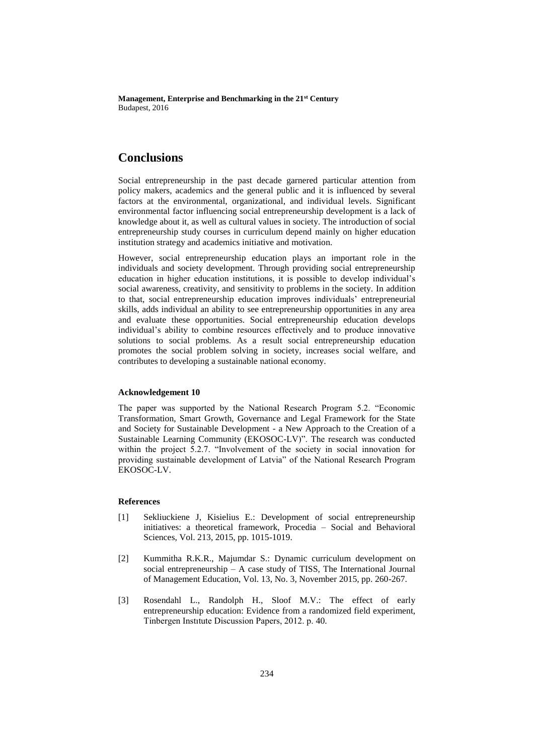# Conclusions

Social entrepreneurship in the past decade garnered particular attention from policy makers, academics and the general public and it is influenced by several factors at the environmental, organizational, and individual levels. Significant environmental factor influencing social entrepreneurship development is a lack of knowledge about it, as well as cultural values in society. The introduction of social entrepreneurship study courses in curriculum depend mainly on higher education institution strategy and academics initiative and motivation.

However, social entrepreneurship education plays an important role in the individuals and society development. Through providing social entrepreneurship education in higher education institutions, it is possible to develop individual's social awareness, creativity, and sensitivity to problems in the society. In addition to that, social entrepreneurship education improves individuals' entrepreneurial skills, adds individual an ability to see entrepreneurship opportunities in any area and evaluate these opportunities. Social entrepreneurship education develops individual's ability to combine resources effectively and to produce innovative solutions to social problems. As a result social entrepreneurship education promotes the social problem solving in society, increases social welfare, and contributes to developing a sustainable national economy.

### Acknowledgement 10

The paper was supported by the National Research Program 5.2. "Economic Transformation, Smart Growth, Governance and Legal Framework for the State and Society for Sustainable Development - a New Approach to the Creation of a Sustainable Learning Community (EKOSOC-LV)". The research was conducted within the project 5.2.7. "Involvement of the society in social innovation for providing sustainable development of Latvia" of the National Research Program EKOSOC-LV.

### References

[1] Sekliuckiene J, Kisielius E.: Development of social entrepreneurship initiatives: a theoretical framework, Procedia – Social and Behavioral Sciences, Vol. 213, 2015, pp. 1015-1019.

[2] Kummitha R.K.R., Majumdar S.: Dynamic curriculum development on social entrepreneurship – A case study of TISS, The International Journal of Management Education, Vol. 13, No. 3, November 2015, pp. 260-267.

[3] Rosendahl L., Randolph H., Sloof M.V.: The effect of early entrepreneurship education: Evidence from a randomized field experiment, Tinbergen Institute Discussion Papers, 2012. p. 40.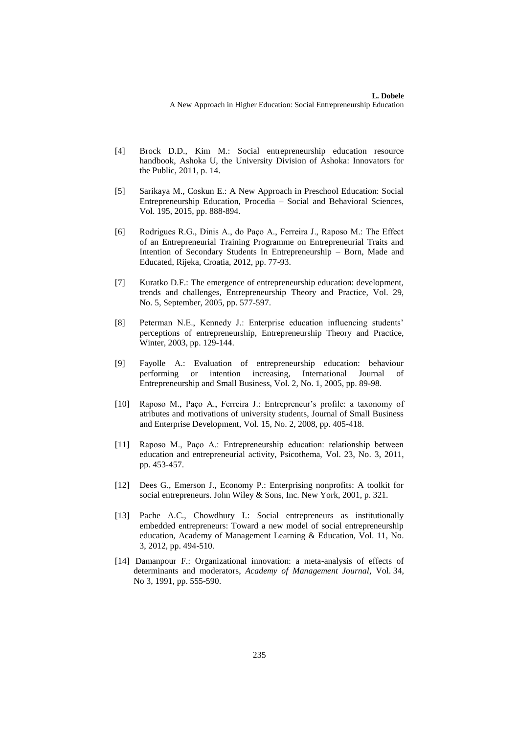[4] Brock D.D., Kim M.: Social entrepreneurship education resource handbook, Ashoka U, the University Division of Ashoka: Innovators for the Public, 2011, p. 14.

[5] Sarikaya M., Coskun E.: A New Approach in Preschool Education: Social Entrepreneurship Education, Procedia – Social and Behavioral Sciences, Vol. 195, 2015, pp. 888-894.

[6] Rodrigues R.G., Dinis A., do Paço A., Ferreira J., Raposo M.: The Effect of an Entrepreneurial Training Programme on Entrepreneurial Traits and Intention of Secondary Students In Entrepreneurship – Born, Made and Educated, Rijeka, Croatia, 2012, pp. 77-93.

[7] Kuratko D.F.: The emergence of entrepreneurship education: development, trends and challenges, Entrepreneurship Theory and Practice, Vol. 29, No. 5, September, 2005, pp. 577-597.

[8] Peterman N.E., Kennedy J.: Enterprise education influencing students' perceptions of entrepreneurship, Entrepreneurship Theory and Practice, Winter, 2003, pp. 129-144.

[9] Fayolle A.: Evaluation of entrepreneurship education: behaviour performing or intention increasing, International Journal of Entrepreneurship and Small Business, Vol. 2, No. 1, 2005, pp. 89-98.

[10] Raposo M., Paço A., Ferreira J.: Entrepreneur's profile: a taxonomy of atributes and motivations of university students, Journal of Small Business and Enterprise Development, Vol. 15, No. 2, 2008, pp. 405-418.

[11] Raposo M., Paço A.: Entrepreneurship education: relationship between education and entrepreneurial activity, Psicothema, Vol. 23, No. 3, 2011, pp. 453-457.

[12] Dees G., Emerson J., Economy P.: Enterprising nonprofits: A toolkit for social entrepreneurs. John Wiley & Sons, Inc. New York, 2001, p. 321.

[13] Pache A.C., Chowdhury I.: Social entrepreneurs as institutionally embedded entrepreneurs: Toward a new model of social entrepreneurship education, Academy of Management Learning & Education, Vol. 11, No. 3, 2012, pp. 494-510.

[14] Damanpour F.: Organizational innovation: a meta-analysis of effects of determinants and moderators, *Academy of Management Journal*, Vol. 34, No 3, 1991, pp. 555-590.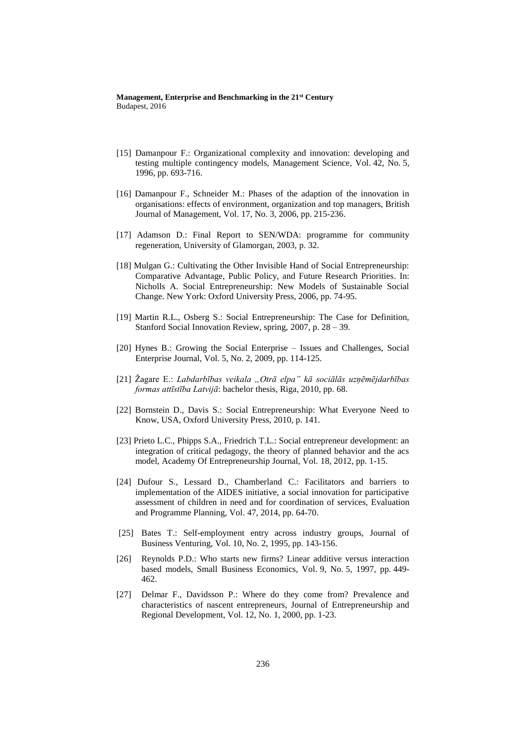[15] Damanpour F.: Organizational complexity and innovation: developing and testing multiple contingency models, Management Science, Vol. 42, No. 5, 1996, pp. 693-716.

[16] Damanpour F., Schneider M.: Phases of the adaption of the innovation in organisations: effects of environment, organization and top managers, British Journal of Management, Vol. 17, No. 3, 2006, pp. 215-236.

[17] Adamson D.: Final Report to SEN/WDA: programme for community regeneration, University of Glamorgan, 2003, p. 32.

[18] Mulgan G.: Cultivating the Other Invisible Hand of Social Entrepreneurship: Comparative Advantage, Public Policy, and Future Research Priorities. In: Nicholls A. Social Entrepreneurship: New Models of Sustainable Social Change. New York: Oxford University Press, 2006, pp. 74-95.

[19] Martin R.L., Osberg S.: Social Entrepreneurship: The Case for Definition, Stanford Social Innovation Review, spring, 2007, p. 28 – 39.

[20] Hynes B.: Growing the Social Enterprise – Issues and Challenges, Social Enterprise Journal, Vol. 5, No. 2, 2009, pp. 114-125.

[21] Žagare E.: *Labdarības veikala „Otrā elpa" kā sociālās uzņēmējdarbības formas attīstība Latvijā*: bachelor thesis, Riga, 2010, pp. 68.

[22] Bornstein D., Davis S.: Social Entrepreneurship: What Everyone Need to Know, USA, Oxford University Press, 2010, p. 141.

[23] Prieto L.C., Phipps S.A., Friedrich T.L.: Social entrepreneur development: an integration of critical pedagogy, the theory of planned behavior and the acs model, Academy Of Entrepreneurship Journal, Vol. 18, 2012, pp. 1-15.

[24] Dufour S., Lessard D., Chamberland C.: Facilitators and barriers to implementation of the AIDES initiative, a social innovation for participative assessment of children in need and for coordination of services, Evaluation and Programme Planning, Vol. 47, 2014, pp. 64-70.

[25] Bates T.: Self-employment entry across industry groups, Journal of Business Venturing, Vol. 10, No. 2, 1995, pp. 143-156.

[26] Reynolds P.D.: Who starts new firms? Linear additive versus interaction based models, Small Business Economics, Vol. 9, No. 5, 1997, pp. 449-462.

[27] Delmar F., Davidsson P.: Where do they come from? Prevalence and characteristics of nascent entrepreneurs, Journal of Entrepreneurship and Regional Development, Vol. 12, No. 1, 2000, pp. 1-23.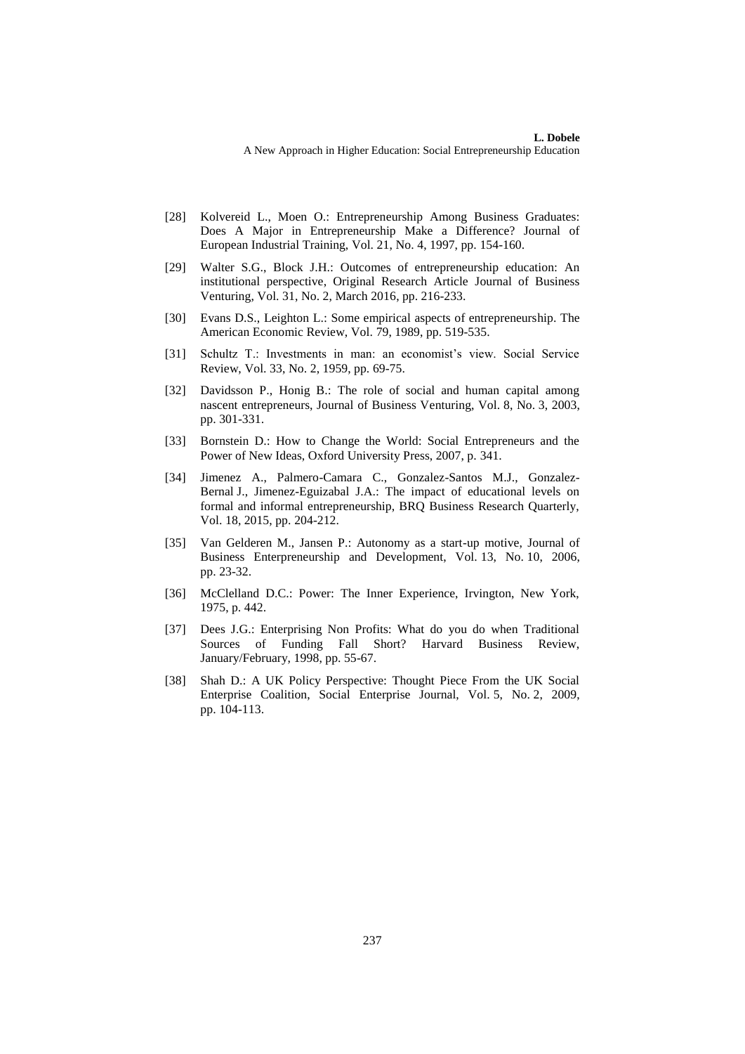[28] Kolvereid L., Moen O.: Entrepreneurship Among Business Graduates: Does A Major in Entrepreneurship Make a Difference? Journal of European Industrial Training, Vol. 21, No. 4, 1997, pp. 154-160.

[29] Walter S.G., Block J.H.: Outcomes of entrepreneurship education: An institutional perspective, Original Research Article Journal of Business Venturing, Vol. 31, No. 2, March 2016, pp. 216-233.

[30] Evans D.S., Leighton L.: Some empirical aspects of entrepreneurship. The American Economic Review, Vol. 79, 1989, pp. 519-535.

[31] Schultz T.: Investments in man: an economist's view. Social Service Review, Vol. 33, No. 2, 1959, pp. 69-75.

[32] Davidsson P., Honig B.: The role of social and human capital among nascent entrepreneurs, Journal of Business Venturing, Vol. 8, No. 3, 2003, pp. 301-331.

[33] Bornstein D.: How to Change the World: Social Entrepreneurs and the Power of New Ideas, Oxford University Press, 2007, p. 341.

[34] Jimenez A., Palmero-Camara C., Gonzalez-Santos M.J., Gonzalez-Bernal J., Jimenez-Eguizabal J.A.: The impact of educational levels on formal and informal entrepreneurship, BRQ Business Research Quarterly, Vol. 18, 2015, pp. 204-212.

[35] Van Gelderen M., Jansen P.: Autonomy as a start-up motive, Journal of Business Enterpreneurship and Development, Vol. 13, No. 10, 2006, pp. 23-32.

[36] McClelland D.C.: Power: The Inner Experience, Irvington, New York, 1975, p. 442.

[37] Dees J.G.: Enterprising Non Profits: What do you do when Traditional Sources of Funding Fall Short? Harvard Business Review, January/February, 1998, pp. 55-67.

[38] Shah D.: A UK Policy Perspective: Thought Piece From the UK Social Enterprise Coalition, Social Enterprise Journal, Vol. 5, No. 2, 2009, pp. 104-113.